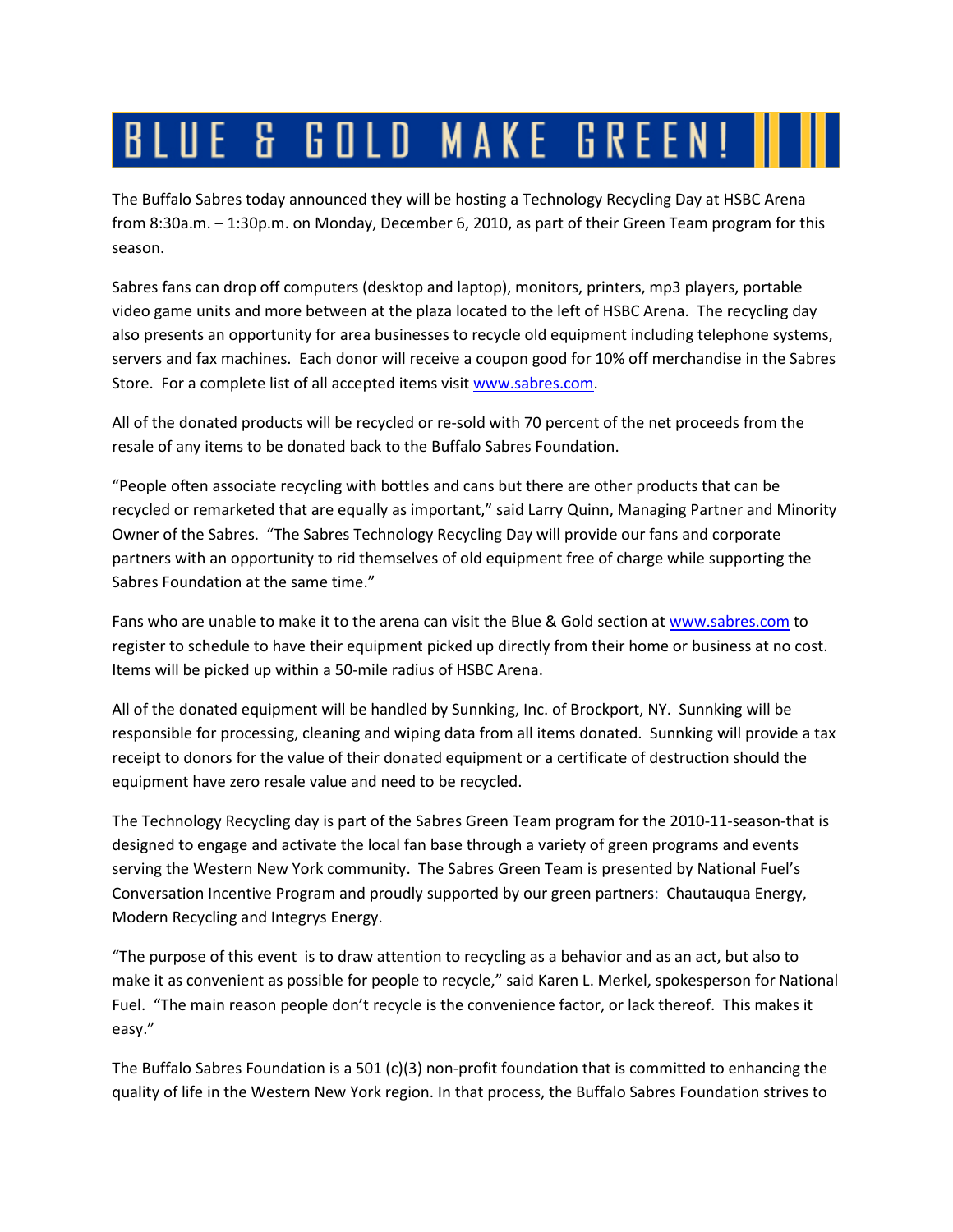# BLUE & GOLD MAKE GREEN!

The Buffalo Sabres today announced they will be hosting a Technology Recycling Day at HSBC Arena from 8:30a.m. – 1:30p.m. on Monday, December 6, 2010, as part of their Green Team program for this season.

Sabres fans can drop off computers (desktop and laptop), monitors, printers, mp3 players, portable video game units and more between at the plaza located to the left of HSBC Arena. The recycling day also presents an opportunity for area businesses to recycle old equipment including telephone systems, servers and fax machines. Each donor will receive a coupon good for 10% off merchandise in the Sabres Store. For a complete list of all accepted items visit www.sabres.com.

All of the donated products will be recycled or re-sold with 70 percent of the net proceeds from the resale of any items to be donated back to the Buffalo Sabres Foundation.

"People often associate recycling with bottles and cans but there are other products that can be recycled or remarketed that are equally as important," said Larry Quinn, Managing Partner and Minority Owner of the Sabres. "The Sabres Technology Recycling Day will provide our fans and corporate partners with an opportunity to rid themselves of old equipment free of charge while supporting the Sabres Foundation at the same time."

Fans who are unable to make it to the arena can visit the Blue & Gold section at www.sabres.com to register to schedule to have their equipment picked up directly from their home or business at no cost. Items will be picked up within a 50-mile radius of HSBC Arena.

All of the donated equipment will be handled by Sunnking, Inc. of Brockport, NY. Sunnking will be responsible for processing, cleaning and wiping data from all items donated. Sunnking will provide a tax receipt to donors for the value of their donated equipment or a certificate of destruction should the equipment have zero resale value and need to be recycled.

The Technology Recycling day is part of the Sabres Green Team program for the 2010-11-season-that is designed to engage and activate the local fan base through a variety of green programs and events serving the Western New York community. The Sabres Green Team is presented by National Fuel's Conversation Incentive Program and proudly supported by our green partners: Chautauqua Energy, Modern Recycling and Integrys Energy.

"The purpose of this event is to draw attention to recycling as a behavior and as an act, but also to make it as convenient as possible for people to recycle," said Karen L. Merkel, spokesperson for National Fuel. "The main reason people don't recycle is the convenience factor, or lack thereof. This makes it easy."

The Buffalo Sabres Foundation is a 501 (c)(3) non-profit foundation that is committed to enhancing the quality of life in the Western New York region. In that process, the Buffalo Sabres Foundation strives to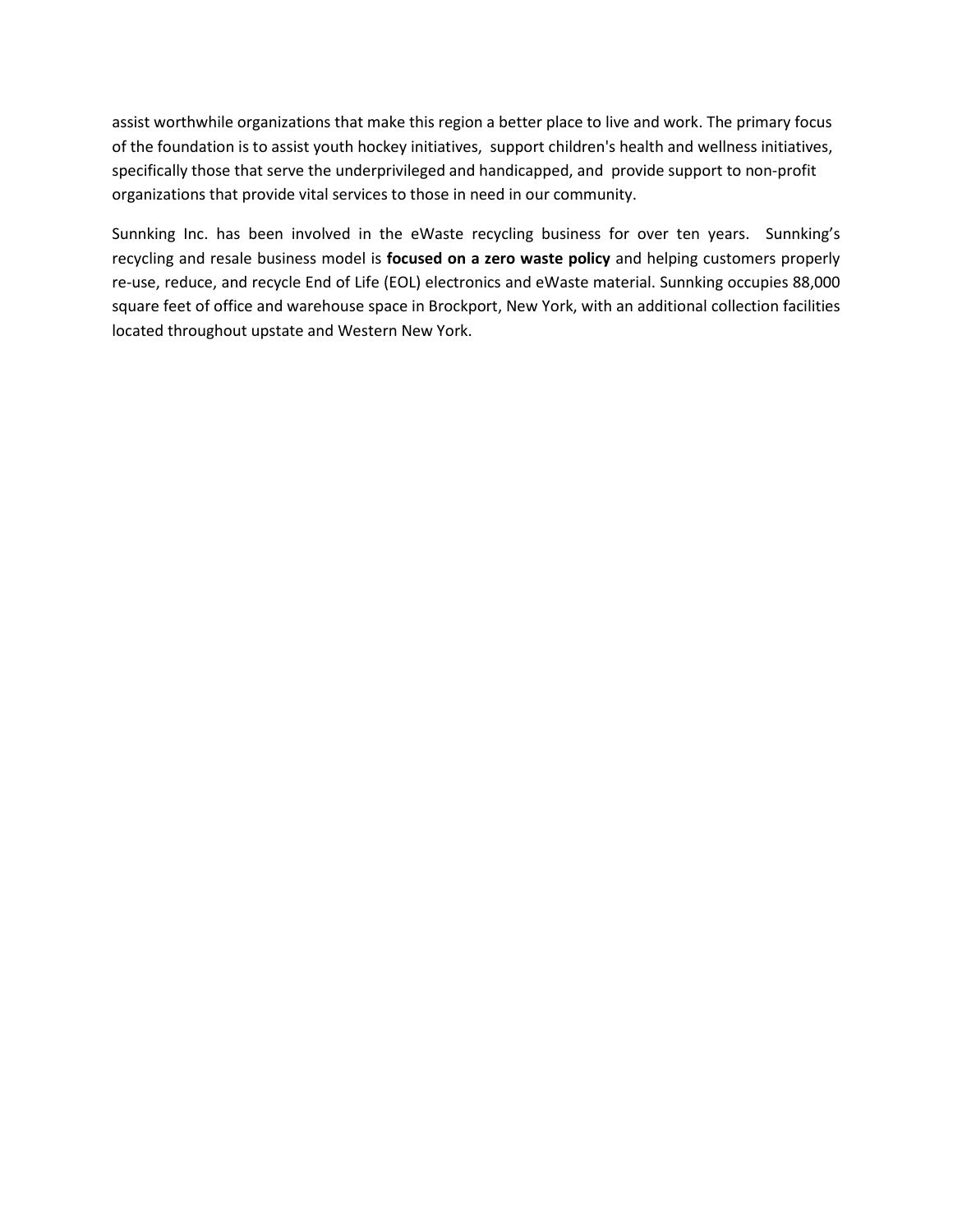assist worthwhile organizations that make this region a better place to live and work. The primary focus of the foundation is to assist youth hockey initiatives, support children's health and wellness initiatives, specifically those that serve the underprivileged and handicapped, and provide support to non-profit organizations that provide vital services to those in need in our community.

Sunnking Inc. has been involved in the eWaste recycling business for over ten years. Sunnking's recycling and resale business model is **focused on a zero waste policy** and helping customers properly re-use, reduce, and recycle End of Life (EOL) electronics and eWaste material. Sunnking occupies 88,000 square feet of office and warehouse space in Brockport, New York, with an additional collection facilities located throughout upstate and Western New York.